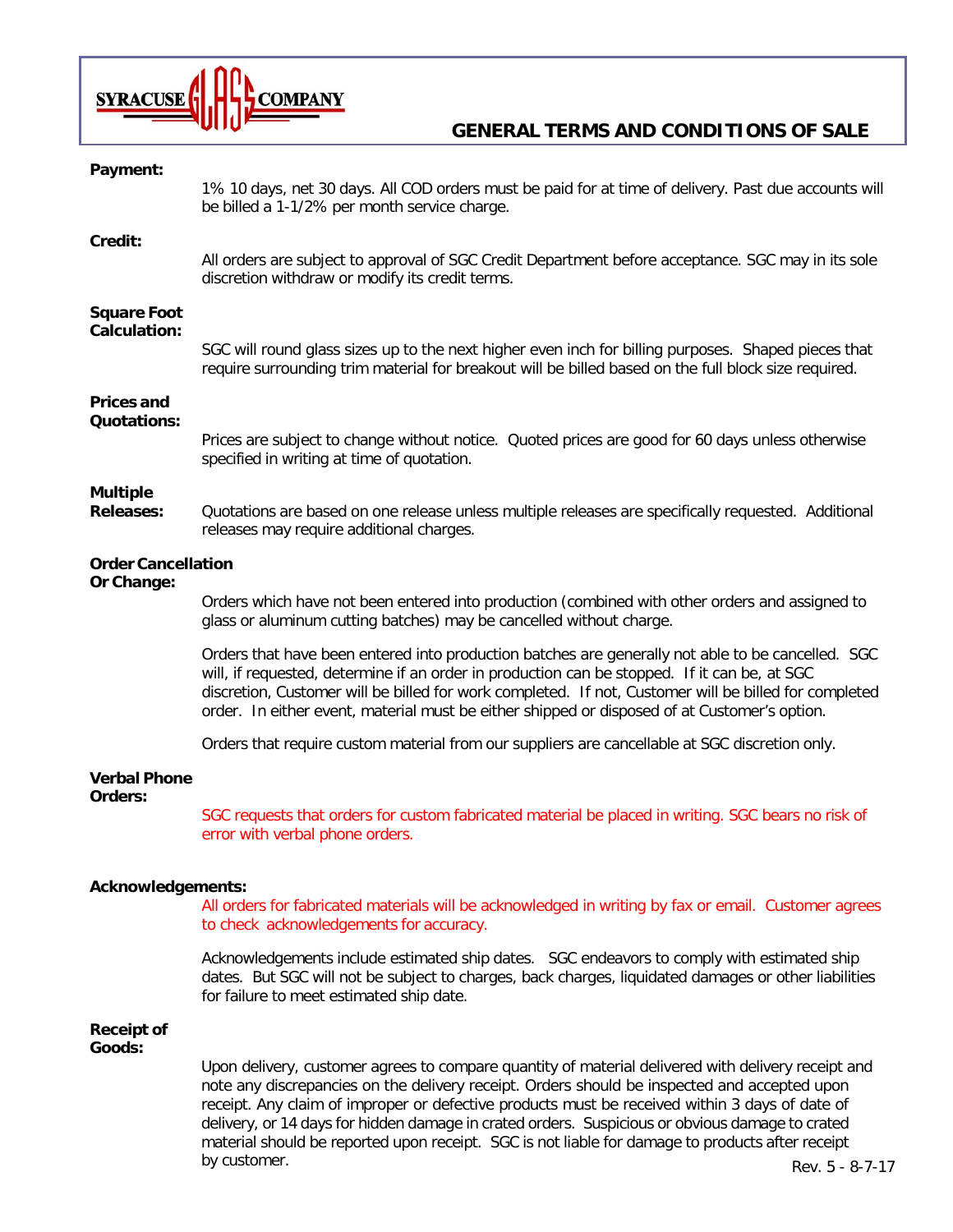# SYRACUSE GLASS COMPANY

## GENERAL TERMS AND CONDITIONS OF SALE

**Payment:**

1% 10 days, net 30 days. All COD orders must be paid for at time of delivery. Past due accounts will be billed a 1-1/2% per month service charge.

**Credit:**

All orders are subject to approval of SGC Credit Department before acceptance. SGC may in its sole discretion withdraw or modify its credit terms.

**Square Foot Calculation:**

SGC will round glass sizes up to the next higher even inch for billing purposes. Shaped pieces that require surrounding trim material for breakout will be billed based on the full block size required.

**Prices and Quotations:**

Prices are subject to change without notice. Quoted prices are good for 60 days unless otherwise specified in writing at time of quotation.

**Multiple Releases:**

Quotations are based on one release unless multiple releases are specifically requested. Additional releases may require additional charges.

**Order Cancellation Or Change:**

Orders which have not been entered into production (combined with other orders and assigned to glass or aluminum cutting batches) may be cancelled without charge.

Orders that have been entered into production batches are generally not able to be cancelled. SGC will, if requested, determine if an order in production can be stopped. If it can be, at SGC discretion, Customer will be billed for work completed. If not, Customer will be billed for completed order. In either event, material must be either shipped or disposed of at Customer's option.

Orders that require custom material from our suppliers are cancellable at SGC discretion only.

**Verbal Phone Orders:**

SGC requests that orders for custom fabricated material be placed in writing. SGC bears no risk of error with verbal phone orders.

**Acknowledgements:**

All orders for fabricated materials will be acknowledged in writing by fax or email. Customer agrees to check acknowledgements for accuracy.

Acknowledgements include estimated ship dates. SGC endeavors to comply with estimated ship dates. But SGC will not be subject to charges, back charges, liquidated damages or other liabilities for failure to meet estimated ship date.

**Receipt of Goods:**

Upon delivery, customer agrees to compare quantity of material delivered with delivery receipt and note any discrepancies on the delivery receipt. Orders should be inspected and accepted upon receipt. Any claim of improper or defective products must be received within 3 days of date of delivery, or 14 days for hidden damage in crated orders. Suspicious or obvious damage to crated material should be reported upon receipt. SGC is not liable for damage to products after receipt by customer.

Rev. 5 - 8-7-17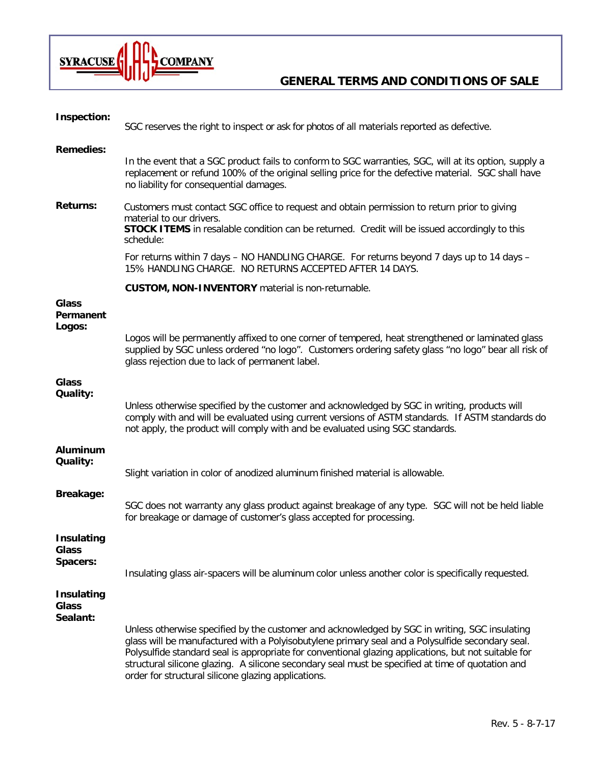# SYRACUSE GLASS COMPANY

## GENERAL TERMS AND CONDITIONS OF SALE

**Inspection:**

SGC reserves the right to inspect or ask for photos of all materials reported as defective.

**Remedies:**

In the event that a SGC product fails to conform to SGC warranties, SGC, will at its option, supply a replacement or refund 100% of the original selling price for the defective material. SGC shall have no liability for consequential damages.

**Returns:**

Customers must contact SGC office to request and obtain permission to return prior to giving material to our drivers.
**STOCK ITEMS** in resalable condition can be returned. Credit will be issued accordingly to this schedule:

For returns within 7 days – NO HANDLING CHARGE. For returns beyond 7 days up to 14 days – 15% HANDLING CHARGE. NO RETURNS ACCEPTED AFTER 14 DAYS.

**CUSTOM, NON-INVENTORY** material is non-returnable.

**Glass Permanent Logos:**

Logos will be permanently affixed to one corner of tempered, heat strengthened or laminated glass supplied by SGC unless ordered "no logo". Customers ordering safety glass "no logo" bear all risk of glass rejection due to lack of permanent label.

**Glass Quality:**

Unless otherwise specified by the customer and acknowledged by SGC in writing, products will comply with and will be evaluated using current versions of ASTM standards. If ASTM standards do not apply, the product will comply with and be evaluated using SGC standards.

**Aluminum Quality:**

Slight variation in color of anodized aluminum finished material is allowable.

**Breakage:**

SGC does not warranty any glass product against breakage of any type. SGC will not be held liable for breakage or damage of customer's glass accepted for processing.

**Insulating Glass Spacers:**

Insulating glass air-spacers will be aluminum color unless another color is specifically requested.

**Insulating Glass Sealant:**

Unless otherwise specified by the customer and acknowledged by SGC in writing, SGC insulating glass will be manufactured with a Polyisobutylene primary seal and a Polysulfide secondary seal. Polysulfide standard seal is appropriate for conventional glazing applications, but not suitable for structural silicone glazing. A silicone secondary seal must be specified at time of quotation and order for structural silicone glazing applications.

Rev. 5 - 8-7-17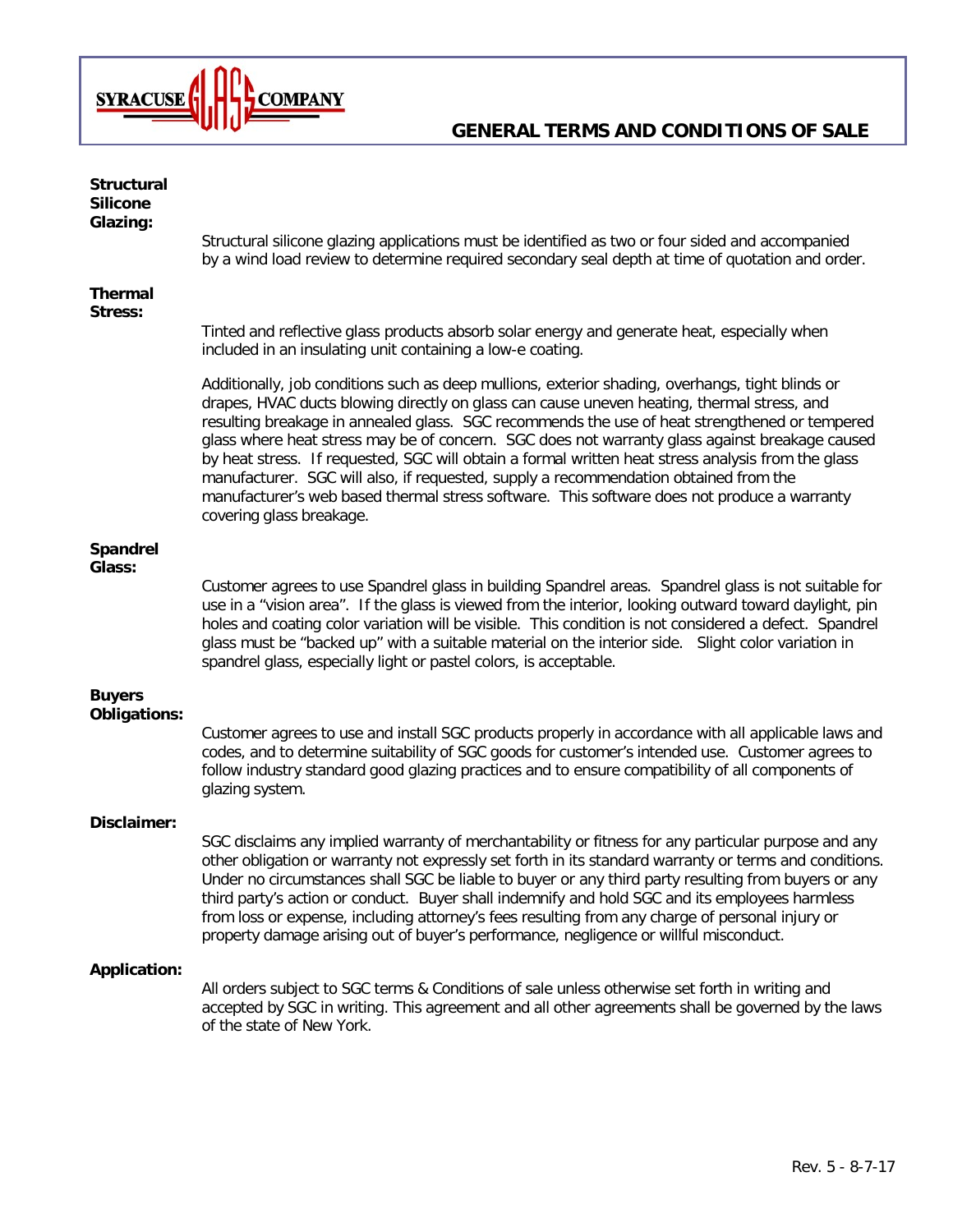# GENERAL TERMS AND CONDITIONS OF SALE

**Structural Silicone Glazing:**

Structural silicone glazing applications must be identified as two or four sided and accompanied by a wind load review to determine required secondary seal depth at time of quotation and order.

**Thermal Stress:**

Tinted and reflective glass products absorb solar energy and generate heat, especially when included in an insulating unit containing a low-e coating.

Additionally, job conditions such as deep mullions, exterior shading, overhangs, tight blinds or drapes, HVAC ducts blowing directly on glass can cause uneven heating, thermal stress, and resulting breakage in annealed glass. SGC recommends the use of heat strengthened or tempered glass where heat stress may be of concern. SGC does not warranty glass against breakage caused by heat stress. If requested, SGC will obtain a formal written heat stress analysis from the glass manufacturer. SGC will also, if requested, supply a recommendation obtained from the manufacturer's web based thermal stress software. This software does not produce a warranty covering glass breakage.

**Spandrel Glass:**

Customer agrees to use Spandrel glass in building Spandrel areas. Spandrel glass is not suitable for use in a "vision area". If the glass is viewed from the interior, looking outward toward daylight, pin holes and coating color variation will be visible. This condition is not considered a defect. Spandrel glass must be "backed up" with a suitable material on the interior side. Slight color variation in spandrel glass, especially light or pastel colors, is acceptable.

**Buyers Obligations:**

Customer agrees to use and install SGC products properly in accordance with all applicable laws and codes, and to determine suitability of SGC goods for customer's intended use. Customer agrees to follow industry standard good glazing practices and to ensure compatibility of all components of glazing system.

**Disclaimer:**

SGC disclaims any implied warranty of merchantability or fitness for any particular purpose and any other obligation or warranty not expressly set forth in its standard warranty or terms and conditions. Under no circumstances shall SGC be liable to buyer or any third party resulting from buyers or any third party's action or conduct. Buyer shall indemnify and hold SGC and its employees harmless from loss or expense, including attorney's fees resulting from any charge of personal injury or property damage arising out of buyer's performance, negligence or willful misconduct.

**Application:**

All orders subject to SGC terms & Conditions of sale unless otherwise set forth in writing and accepted by SGC in writing. This agreement and all other agreements shall be governed by the laws of the state of New York.

Rev. 5 - 8-7-17